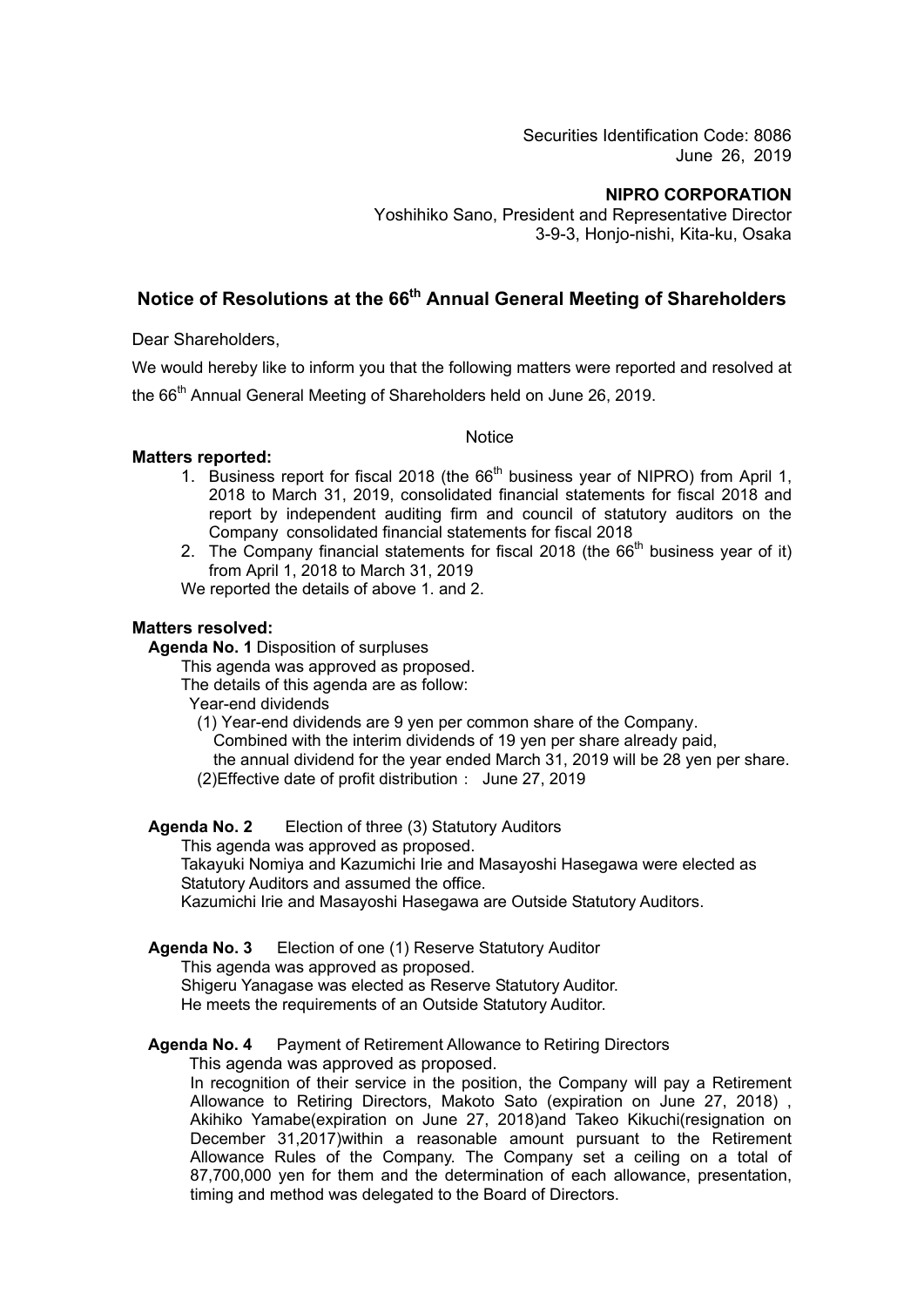Securities Identification Code: 8086
June 26, 2019

**NIPRO CORPORATION**
Yoshihiko Sano, President and Representative Director
3-9-3, Honjo-nishi, Kita-ku, Osaka

# Notice of Resolutions at the 66th Annual General Meeting of Shareholders

Dear Shareholders,

We would hereby like to inform you that the following matters were reported and resolved at the 66th Annual General Meeting of Shareholders held on June 26, 2019.

Notice

**Matters reported:**

1. Business report for fiscal 2018 (the 66th business year of NIPRO) from April 1, 2018 to March 31, 2019, consolidated financial statements for fiscal 2018 and report by independent auditing firm and council of statutory auditors on the Company consolidated financial statements for fiscal 2018
2. The Company financial statements for fiscal 2018 (the 66th business year of it) from April 1, 2018 to March 31, 2019

We reported the details of above 1. and 2.

**Matters resolved:**

**Agenda No. 1** Disposition of surpluses

This agenda was approved as proposed.
The details of this agenda are as follow:
Year-end dividends
(1) Year-end dividends are 9 yen per common share of the Company.
Combined with the interim dividends of 19 yen per share already paid,
the annual dividend for the year ended March 31, 2019 will be 28 yen per share.
(2)Effective date of profit distribution： June 27, 2019

**Agenda No. 2** Election of three (3) Statutory Auditors

This agenda was approved as proposed.
Takayuki Nomiya and Kazumichi Irie and Masayoshi Hasegawa were elected as Statutory Auditors and assumed the office.
Kazumichi Irie and Masayoshi Hasegawa are Outside Statutory Auditors.

**Agenda No. 3** Election of one (1) Reserve Statutory Auditor

This agenda was approved as proposed.
Shigeru Yanagase was elected as Reserve Statutory Auditor.
He meets the requirements of an Outside Statutory Auditor.

**Agenda No. 4** Payment of Retirement Allowance to Retiring Directors

This agenda was approved as proposed.
In recognition of their service in the position, the Company will pay a Retirement Allowance to Retiring Directors, Makoto Sato (expiration on June 27, 2018) , Akihiko Yamabe(expiration on June 27, 2018)and Takeo Kikuchi(resignation on December 31,2017)within a reasonable amount pursuant to the Retirement Allowance Rules of the Company. The Company set a ceiling on a total of 87,700,000 yen for them and the determination of each allowance, presentation, timing and method was delegated to the Board of Directors.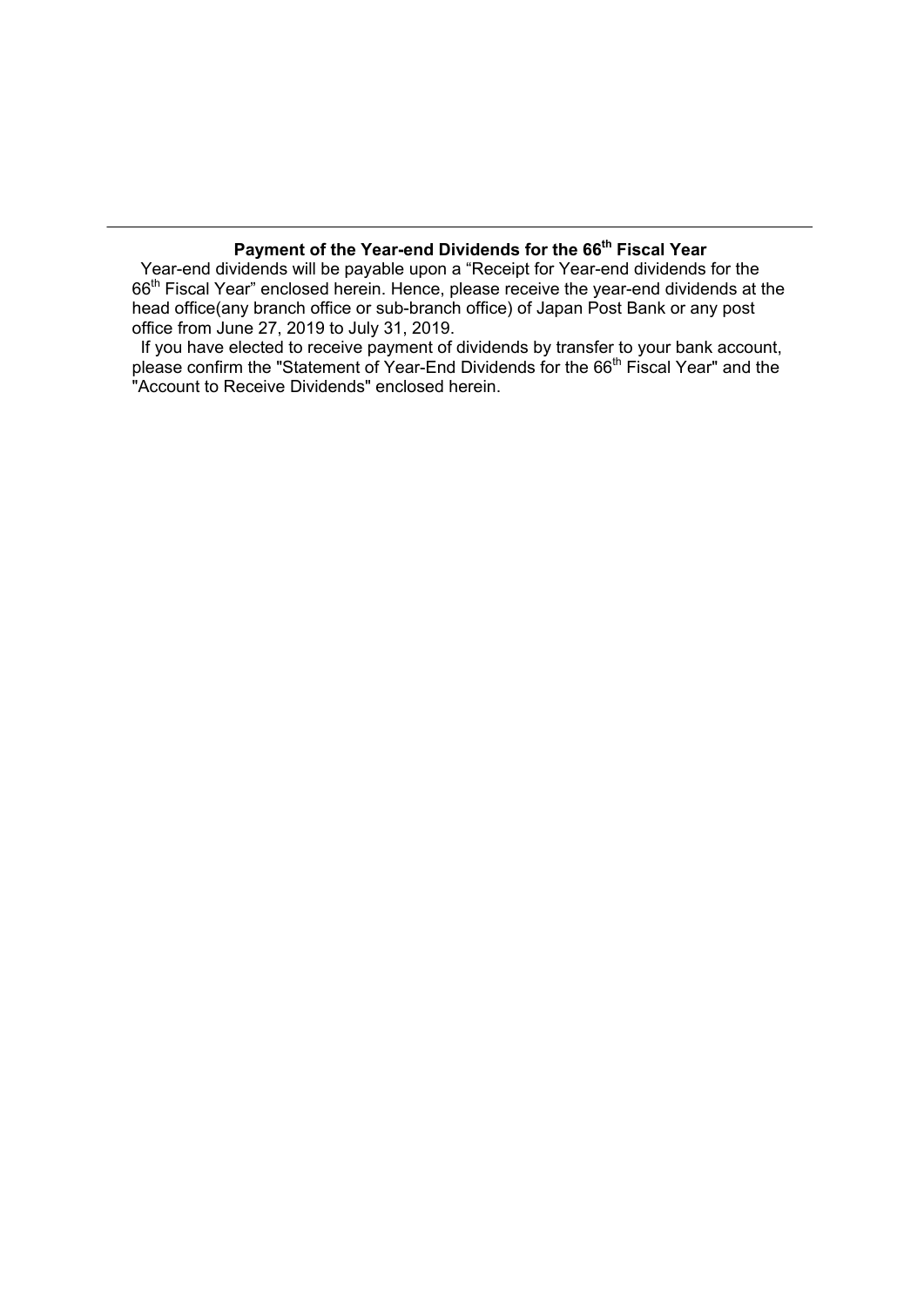## Payment of the Year-end Dividends for the 66th Fiscal Year

Year-end dividends will be payable upon a “Receipt for Year-end dividends for the 66th Fiscal Year” enclosed herein. Hence, please receive the year-end dividends at the head office(any branch office or sub-branch office) of Japan Post Bank or any post office from June 27, 2019 to July 31, 2019.

If you have elected to receive payment of dividends by transfer to your bank account, please confirm the "Statement of Year-End Dividends for the 66th Fiscal Year" and the "Account to Receive Dividends" enclosed herein.